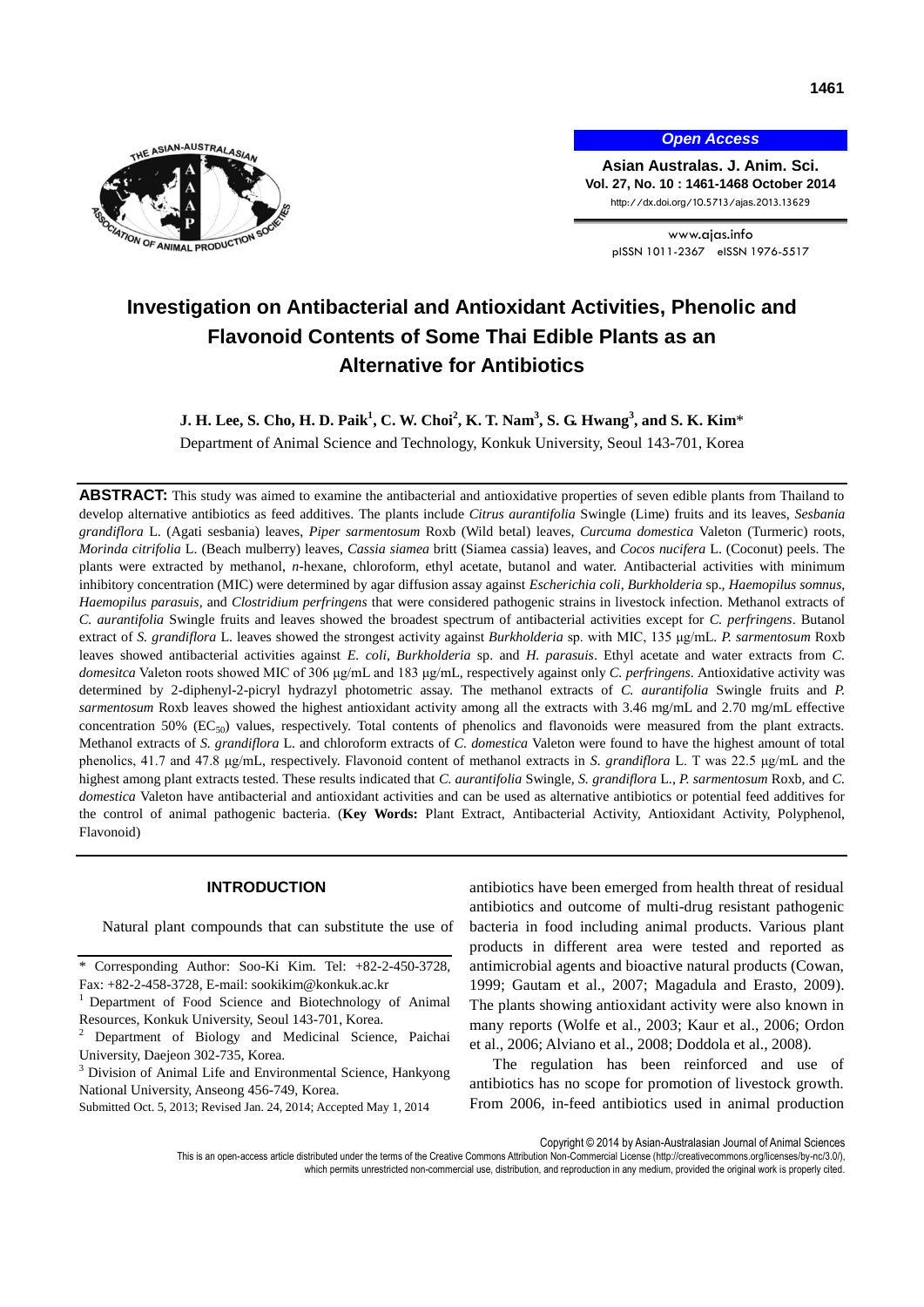# Investigation on Antibacterial and Antioxidant Activities, Phenolic and Flavonoid Contents of Some Thai Edible Plants as an Alternative for Antibiotics

**J. H. Lee, S. Cho, H. D. Paik[1], C. W. Choi[2], K. T. Nam[3], S. G. Hwang[3], and S. K. Kim***

Department of Animal Science and Technology, Konkuk University, Seoul 143-701, Korea

**ABSTRACT:** This study was aimed to examine the antibacterial and antioxidative properties of seven edible plants from Thailand to develop alternative antibiotics as feed additives. The plants include *Citrus aurantifolia* Swingle (Lime) fruits and its leaves, *Sesbania grandiflora* L. (Agati sesbania) leaves, *Piper sarmentosum* Roxb (Wild betal) leaves, *Curcuma domestica* Valeton (Turmeric) roots, *Morinda citrifolia* L. (Beach mulberry) leaves, *Cassia siamea* britt (Siamea cassia) leaves, and *Cocos nucifera* L. (Coconut) peels. The plants were extracted by methanol, *n*-hexane, chloroform, ethyl acetate, butanol and water. Antibacterial activities with minimum inhibitory concentration (MIC) were determined by agar diffusion assay against *Escherichia coli*, *Burkholderia* sp., *Haemopilus somnus*, *Haemopilus parasuis*, and *Clostridium perfringens* that were considered pathogenic strains in livestock infection. Methanol extracts of *C. aurantifolia* Swingle fruits and leaves showed the broadest spectrum of antibacterial activities except for *C. perfringens*. Butanol extract of *S. grandiflora* L. leaves showed the strongest activity against *Burkholderia* sp. with MIC, 135 μg/mL. *P. sarmentosum* Roxb leaves showed antibacterial activities against *E. coli*, *Burkholderia* sp. and *H. parasuis*. Ethyl acetate and water extracts from *C. domesitca* Valeton roots showed MIC of 306 μg/mL and 183 μg/mL, respectively against only *C. perfringens*. Antioxidative activity was determined by 2-diphenyl-2-picryl hydrazyl photometric assay. The methanol extracts of *C. aurantifolia* Swingle fruits and *P. sarmentosum* Roxb leaves showed the highest antioxidant activity among all the extracts with 3.46 mg/mL and 2.70 mg/mL effective concentration 50% ($EC_{50}$) values, respectively. Total contents of phenolics and flavonoids were measured from the plant extracts. Methanol extracts of *S. grandiflora* L. and chloroform extracts of *C. domestica* Valeton were found to have the highest amount of total phenolics, 41.7 and 47.8 μg/mL, respectively. Flavonoid content of methanol extracts in *S. grandiflora* L. T was 22.5 μg/mL and the highest among plant extracts tested. These results indicated that *C. aurantifolia* Swingle, *S. grandiflora* L., *P. sarmentosum* Roxb, and *C. domestica* Valeton have antibacterial and antioxidant activities and can be used as alternative antibiotics or potential feed additives for the control of animal pathogenic bacteria. (**Key Words:** Plant Extract, Antibacterial Activity, Antioxidant Activity, Polyphenol, Flavonoid)

## INTRODUCTION

Natural plant compounds that can substitute the use of antibiotics have been emerged from health threat of residual antibiotics and outcome of multi-drug resistant pathogenic bacteria in food including animal products. Various plant products in different area were tested and reported as antimicrobial agents and bioactive natural products (Cowan, 1999; Gautam et al., 2007; Magadula and Erasto, 2009). The plants showing antioxidant activity were also known in many reports (Wolfe et al., 2003; Kaur et al., 2006; Ordon et al., 2006; Alviano et al., 2008; Doddola et al., 2008).

The regulation has been reinforced and use of antibiotics has no scope for promotion of livestock growth. From 2006, in-feed antibiotics used in animal production

---

\* Corresponding Author: Soo-Ki Kim. Tel: +82-2-450-3728, Fax: +82-2-458-3728, E-mail: sookikim@konkuk.ac.kr

[1] Department of Food Science and Biotechnology of Animal Resources, Konkuk University, Seoul 143-701, Korea.

[2] Department of Biology and Medicinal Science, Paichai University, Daejeon 302-735, Korea.

[3] Division of Animal Life and Environmental Science, Hankyong National University, Anseong 456-749, Korea.

Submitted Oct. 5, 2013; Revised Jan. 24, 2014; Accepted May 1, 2014

Copyright © 2014 by Asian-Australasian Journal of Animal Sciences

This is an open-access article distributed under the terms of the Creative Commons Attribution Non-Commercial License (http://creativecommons.org/licenses/by-nc/3.0/), which permits unrestricted non-commercial use, distribution, and reproduction in any medium, provided the original work is properly cited.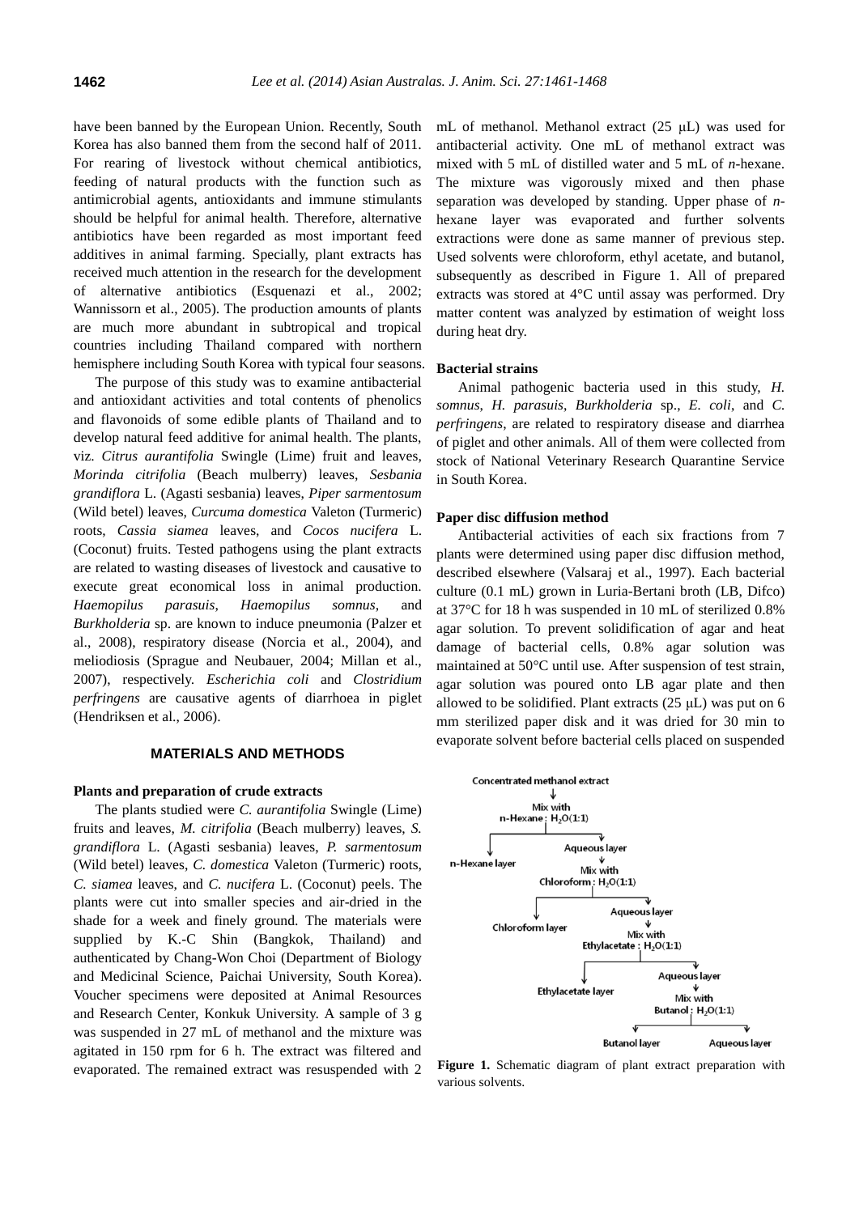have been banned by the European Union. Recently, South Korea has also banned them from the second half of 2011. For rearing of livestock without chemical antibiotics, feeding of natural products with the function such as antimicrobial agents, antioxidants and immune stimulants should be helpful for animal health. Therefore, alternative antibiotics have been regarded as most important feed additives in animal farming. Specially, plant extracts has received much attention in the research for the development of alternative antibiotics (Esquenazi et al., 2002; Wannissorn et al., 2005). The production amounts of plants are much more abundant in subtropical and tropical countries including Thailand compared with northern hemisphere including South Korea with typical four seasons.

The purpose of this study was to examine antibacterial and antioxidant activities and total contents of phenolics and flavonoids of some edible plants of Thailand and to develop natural feed additive for animal health. The plants, viz. *Citrus aurantifolia* Swingle (Lime) fruit and leaves, *Morinda citrifolia* (Beach mulberry) leaves, *Sesbania grandiflora* L. (Agasti sesbania) leaves, *Piper sarmentosum* (Wild betel) leaves, *Curcuma domestica* Valeton (Turmeric) roots, *Cassia siamea* leaves, and *Cocos nucifera* L. (Coconut) fruits. Tested pathogens using the plant extracts are related to wasting diseases of livestock and causative to execute great economical loss in animal production. *Haemopilus parasuis*, *Haemopilus somnus*, and *Burkholderia* sp. are known to induce pneumonia (Palzer et al., 2008), respiratory disease (Norcia et al., 2004), and meliodiosis (Sprague and Neubauer, 2004; Millan et al., 2007), respectively. *Escherichia coli* and *Clostridium perfringens* are causative agents of diarrhoea in piglet (Hendriksen et al., 2006).

## MATERIALS AND METHODS

### Plants and preparation of crude extracts

The plants studied were *C. aurantifolia* Swingle (Lime) fruits and leaves, *M. citrifolia* (Beach mulberry) leaves, *S. grandiflora* L. (Agasti sesbania) leaves, *P. sarmentosum* (Wild betel) leaves, *C. domestica* Valeton (Turmeric) roots, *C. siamea* leaves, and *C. nucifera* L. (Coconut) peels. The plants were cut into smaller species and air-dried in the shade for a week and finely ground. The materials were supplied by K.-C Shin (Bangkok, Thailand) and authenticated by Chang-Won Choi (Department of Biology and Medicinal Science, Paichai University, South Korea). Voucher specimens were deposited at Animal Resources and Research Center, Konkuk University. A sample of 3 g was suspended in 27 mL of methanol and the mixture was agitated in 150 rpm for 6 h. The extract was filtered and evaporated. The remained extract was resuspended with 2 mL of methanol. Methanol extract (25 μL) was used for antibacterial activity. One mL of methanol extract was mixed with 5 mL of distilled water and 5 mL of *n*-hexane. The mixture was vigorously mixed and then phase separation was developed by standing. Upper phase of *n*-hexane layer was evaporated and further solvents extractions were done as same manner of previous step. Used solvents were chloroform, ethyl acetate, and butanol, subsequently as described in Figure 1. All of prepared extracts was stored at 4°C until assay was performed. Dry matter content was analyzed by estimation of weight loss during heat dry.

### Bacterial strains

Animal pathogenic bacteria used in this study, *H. somnus*, *H. parasuis*, *Burkholderia* sp., *E. coli*, and *C. perfringens*, are related to respiratory disease and diarrhea of piglet and other animals. All of them were collected from stock of National Veterinary Research Quarantine Service in South Korea.

### Paper disc diffusion method

Antibacterial activities of each six fractions from 7 plants were determined using paper disc diffusion method, described elsewhere (Valsaraj et al., 1997). Each bacterial culture (0.1 mL) grown in Luria-Bertani broth (LB, Difco) at 37°C for 18 h was suspended in 10 mL of sterilized 0.8% agar solution. To prevent solidification of agar and heat damage of bacterial cells, 0.8% agar solution was maintained at 50°C until use. After suspension of test strain, agar solution was poured onto LB agar plate and then allowed to be solidified. Plant extracts (25 μL) was put on 6 mm sterilized paper disk and it was dried for 30 min to evaporate solvent before bacterial cells placed on suspended

**Figure 1.** Schematic diagram of plant extract preparation with various solvents.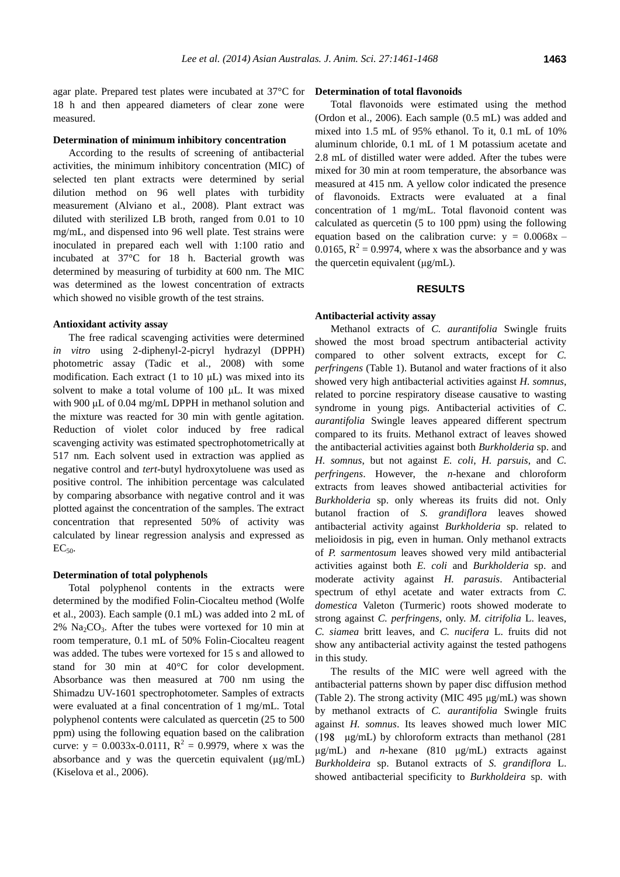agar plate. Prepared test plates were incubated at 37°C for 18 h and then appeared diameters of clear zone were measured.

**Determination of minimum inhibitory concentration**

According to the results of screening of antibacterial activities, the minimum inhibitory concentration (MIC) of selected ten plant extracts were determined by serial dilution method on 96 well plates with turbidity measurement (Alviano et al., 2008). Plant extract was diluted with sterilized LB broth, ranged from 0.01 to 10 mg/mL, and dispensed into 96 well plate. Test strains were inoculated in prepared each well with 1:100 ratio and incubated at 37°C for 18 h. Bacterial growth was determined by measuring of turbidity at 600 nm. The MIC was determined as the lowest concentration of extracts which showed no visible growth of the test strains.

**Antioxidant activity assay**

The free radical scavenging activities were determined *in vitro* using 2-diphenyl-2-picryl hydrazyl (DPPH) photometric assay (Tadic et al., 2008) with some modification. Each extract (1 to 10 μL) was mixed into its solvent to make a total volume of 100 μL. It was mixed with 900 μL of 0.04 mg/mL DPPH in methanol solution and the mixture was reacted for 30 min with gentle agitation. Reduction of violet color induced by free radical scavenging activity was estimated spectrophotometrically at 517 nm. Each solvent used in extraction was applied as negative control and *tert*-butyl hydroxytoluene was used as positive control. The inhibition percentage was calculated by comparing absorbance with negative control and it was plotted against the concentration of the samples. The extract concentration that represented 50% of activity was calculated by linear regression analysis and expressed as $EC_{50}$.

**Determination of total polyphenols**

Total polyphenol contents in the extracts were determined by the modified Folin-Ciocalteu method (Wolfe et al., 2003). Each sample (0.1 mL) was added into 2 mL of 2% $Na_2CO_3$. After the tubes were vortexed for 10 min at room temperature, 0.1 mL of 50% Folin-Ciocalteu reagent was added. The tubes were vortexed for 15 s and allowed to stand for 30 min at 40°C for color development. Absorbance was then measured at 700 nm using the Shimadzu UV-1601 spectrophotometer. Samples of extracts were evaluated at a final concentration of 1 mg/mL. Total polyphenol contents were calculated as quercetin (25 to 500 ppm) using the following equation based on the calibration curve: $y = 0.0033x-0.0111$, $R^2 = 0.9979$, where x was the absorbance and y was the quercetin equivalent (μg/mL) (Kiselova et al., 2006).

**Determination of total flavonoids**

Total flavonoids were estimated using the method (Ordon et al., 2006). Each sample (0.5 mL) was added and mixed into 1.5 mL of 95% ethanol. To it, 0.1 mL of 10% aluminum chloride, 0.1 mL of 1 M potassium acetate and 2.8 mL of distilled water were added. After the tubes were mixed for 30 min at room temperature, the absorbance was measured at 415 nm. A yellow color indicated the presence of flavonoids. Extracts were evaluated at a final concentration of 1 mg/mL. Total flavonoid content was calculated as quercetin (5 to 100 ppm) using the following equation based on the calibration curve: $y = 0.0068x - 0.0165$, $R^2 = 0.9974$, where x was the absorbance and y was the quercetin equivalent (μg/mL).

## RESULTS

**Antibacterial activity assay**

Methanol extracts of *C. aurantifolia* Swingle fruits showed the most broad spectrum antibacterial activity compared to other solvent extracts, except for *C. perfringens* (Table 1). Butanol and water fractions of it also showed very high antibacterial activities against *H. somnus*, related to porcine respiratory disease causative to wasting syndrome in young pigs. Antibacterial activities of *C. aurantifolia* Swingle leaves appeared different spectrum compared to its fruits. Methanol extract of leaves showed the antibacterial activities against both *Burkholderia* sp. and *H. somnus*, but not against *E. coli*, *H. parsuis*, and *C. perfringens*. However, the *n*-hexane and chloroform extracts from leaves showed antibacterial activities for *Burkholderia* sp. only whereas its fruits did not. Only butanol fraction of *S. grandiflora* leaves showed antibacterial activity against *Burkholderia* sp. related to melioidosis in pig, even in human. Only methanol extracts of *P. sarmentosum* leaves showed very mild antibacterial activities against both *E. coli* and *Burkholderia* sp. and moderate activity against *H. parasuis*. Antibacterial spectrum of ethyl acetate and water extracts from *C. domestica* Valeton (Turmeric) roots showed moderate to strong against *C. perfringens*, only. *M. citrifolia* L. leaves, *C. siamea* britt leaves, and *C. nucifera* L. fruits did not show any antibacterial activity against the tested pathogens in this study.

The results of the MIC were well agreed with the antibacterial patterns shown by paper disc diffusion method (Table 2). The strong activity (MIC 495 μg/mL) was shown by methanol extracts of *C. aurantifolia* Swingle fruits against *H. somnus*. Its leaves showed much lower MIC (198 μg/mL) by chloroform extracts than methanol (281 μg/mL) and *n*-hexane (810 μg/mL) extracts against *Burkholdeira* sp. Butanol extracts of *S. grandiflora* L. showed antibacterial specificity to *Burkholdeira* sp. with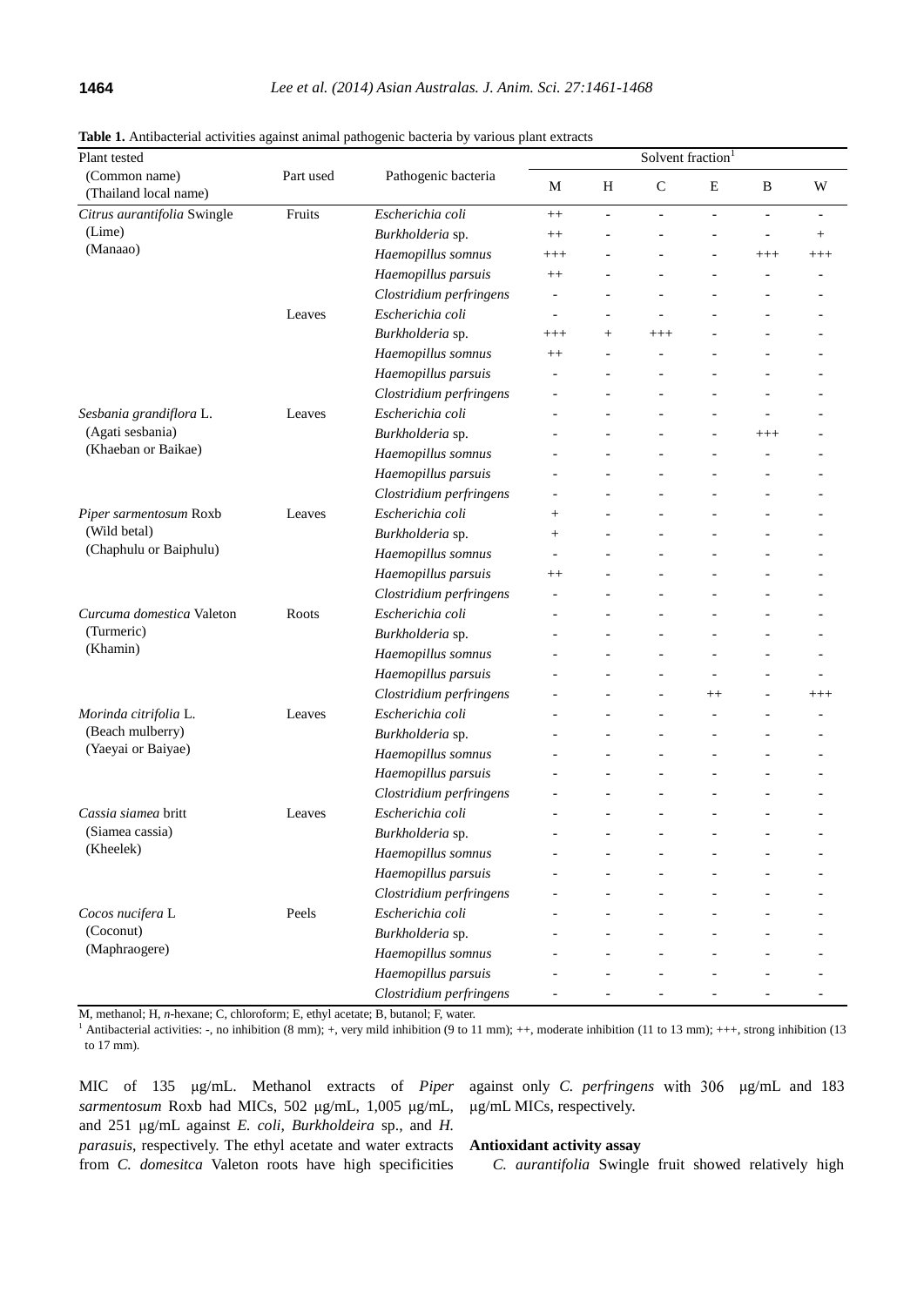**Table 1.** Antibacterial activities against animal pathogenic bacteria by various plant extracts

| Plant tested (Common name) (Thailand local name) | Part used | Pathogenic bacteria | Solvent fraction[1] | | | | | |
|---|---|---|---|---|---|---|---|---|
| | | | M | H | C | E | B | W |
| *Citrus aurantifolia* Swingle (Lime) (Manaao) | Fruits | *Escherichia coli* | ++ | - | - | - | - | - |
| | | *Burkholderia* sp. | ++ | - | - | - | - | + |
| | | *Haemopillus somnus* | +++ | - | - | - | +++ | +++ |
| | | *Haemopillus parsuis* | ++ | - | - | - | - | - |
| | | *Clostridium perfringens* | - | - | - | - | - | - |
| | Leaves | *Escherichia coli* | - | - | - | - | - | - |
| | | *Burkholderia* sp. | +++ | + | +++ | - | - | - |
| | | *Haemopillus somnus* | ++ | - | - | - | - | - |
| | | *Haemopillus parsuis* | - | - | - | - | - | - |
| | | *Clostridium perfringens* | - | - | - | - | - | - |
| *Sesbania grandiflora* L. (Agati sesbania) (Khaeban or Baikae) | Leaves | *Escherichia coli* | - | - | - | - | - | - |
| | | *Burkholderia* sp. | - | - | - | - | +++ | - |
| | | *Haemopillus somnus* | - | - | - | - | - | - |
| | | *Haemopillus parsuis* | - | - | - | - | - | - |
| | | *Clostridium perfringens* | - | - | - | - | - | - |
| *Piper sarmentosum* Roxb (Wild betal) (Chaphulu or Baiphulu) | Leaves | *Escherichia coli* | + | - | - | - | - | - |
| | | *Burkholderia* sp. | + | - | - | - | - | - |
| | | *Haemopillus somnus* | - | - | - | - | - | - |
| | | *Haemopillus parsuis* | ++ | - | - | - | - | - |
| | | *Clostridium perfringens* | - | - | - | - | - | - |
| *Curcuma domestica* Valeton (Turmeric) (Khamin) | Roots | *Escherichia coli* | - | - | - | - | - | - |
| | | *Burkholderia* sp. | - | - | - | - | - | - |
| | | *Haemopillus somnus* | - | - | - | - | - | - |
| | | *Haemopillus parsuis* | - | - | - | - | - | - |
| | | *Clostridium perfringens* | - | - | - | ++ | - | +++ |
| *Morinda citrifolia* L. (Beach mulberry) (Yaeyai or Baiyae) | Leaves | *Escherichia coli* | - | - | - | - | - | - |
| | | *Burkholderia* sp. | - | - | - | - | - | - |
| | | *Haemopillus somnus* | - | - | - | - | - | - |
| | | *Haemopillus parsuis* | - | - | - | - | - | - |
| | | *Clostridium perfringens* | - | - | - | - | - | - |
| *Cassia siamea* britt (Siamea cassia) (Kheelek) | Leaves | *Escherichia coli* | - | - | - | - | - | - |
| | | *Burkholderia* sp. | - | - | - | - | - | - |
| | | *Haemopillus somnus* | - | - | - | - | - | - |
| | | *Haemopillus parsuis* | - | - | - | - | - | - |
| | | *Clostridium perfringens* | - | - | - | - | - | - |
| *Cocos nucifera* L (Coconut) (Maphraogere) | Peels | *Escherichia coli* | - | - | - | - | - | - |
| | | *Burkholderia* sp. | - | - | - | - | - | - |
| | | *Haemopillus somnus* | - | - | - | - | - | - |
| | | *Haemopillus parsuis* | - | - | - | - | - | - |
| | | *Clostridium perfringens* | - | - | - | - | - | - |

M, methanol; H, *n*-hexane; C, chloroform; E, ethyl acetate; B, butanol; F, water.

[1] Antibacterial activities: -, no inhibition (8 mm); +, very mild inhibition (9 to 11 mm); ++, moderate inhibition (11 to 13 mm); +++, strong inhibition (13 to 17 mm).

MIC of 135 μg/mL. Methanol extracts of *Piper sarmentosum* Roxb had MICs, 502 μg/mL, 1,005 μg/mL, and 251 μg/mL against *E. coli*, *Burkholdeira* sp., and *H. parasuis*, respectively. The ethyl acetate and water extracts from *C. domesitca* Valeton roots have high specificities against only *C. perfringens* with 306 μg/mL and 183 μg/mL MICs, respectively.

**Antioxidant activity assay**

*C. aurantifolia* Swingle fruit showed relatively high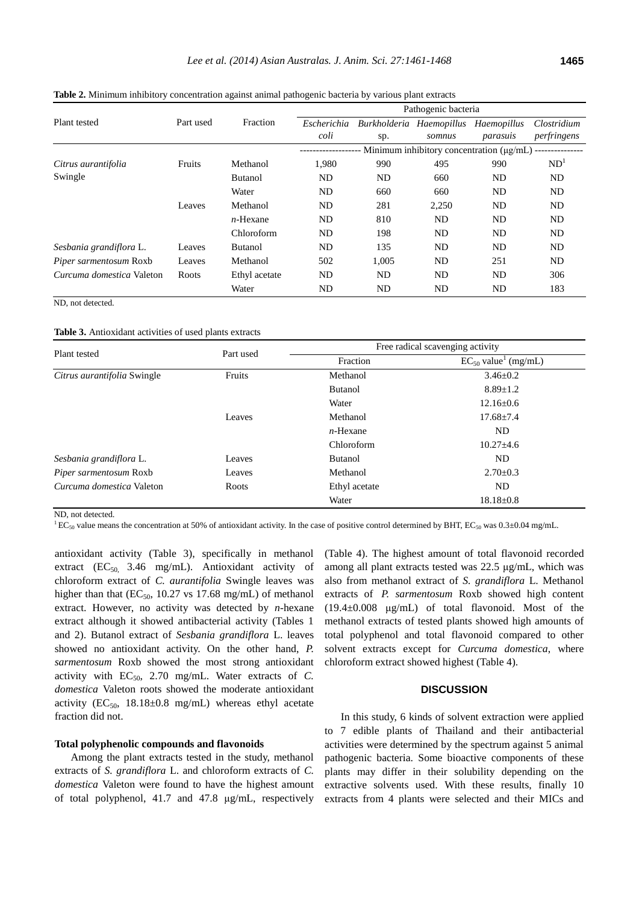**Table 2.** Minimum inhibitory concentration against animal pathogenic bacteria by various plant extracts

| Plant tested | Part used | Fraction | Pathogenic bacteria | | | | |
|---|---|---|---|---|---|---|---|
| | | | *Escherichia coli* | *Burkholderia* sp. | *Haemopillus somnus* | *Haemopillus parasuis* | *Clostridium perfringens* |
| | | | Minimum inhibitory concentration (μg/mL) | | | | |
| *Citrus aurantifolia* Swingle | Fruits | Methanol | 1,980 | 990 | 495 | 990 | ND[1] |
| | | Butanol | ND | ND | 660 | ND | ND |
| | | Water | ND | 660 | 660 | ND | ND |
| | Leaves | Methanol | ND | 281 | 2,250 | ND | ND |
| | | *n*-Hexane | ND | 810 | ND | ND | ND |
| | | Chloroform | ND | 198 | ND | ND | ND |
| *Sesbania grandiflora* L. | Leaves | Butanol | ND | 135 | ND | ND | ND |
| *Piper sarmentosum* Roxb | Leaves | Methanol | 502 | 1,005 | ND | 251 | ND |
| *Curcuma domestica* Valeton | Roots | Ethyl acetate | ND | ND | ND | ND | 306 |
| | | Water | ND | ND | ND | ND | 183 |

ND, not detected.

**Table 3.** Antioxidant activities of used plants extracts

| Plant tested | Part used | Free radical scavenging activity | |
|---|---|---|---|
| | | Fraction | $EC_{50}$ value[1] (mg/mL) |
| *Citrus aurantifolia* Swingle | Fruits | Methanol | 3.46±0.2 |
| | | Butanol | 8.89±1.2 |
| | | Water | 12.16±0.6 |
| | Leaves | Methanol | 17.68±7.4 |
| | | *n*-Hexane | ND |
| | | Chloroform | 10.27±4.6 |
| *Sesbania grandiflora* L. | Leaves | Butanol | ND |
| *Piper sarmentosum* Roxb | Leaves | Methanol | 2.70±0.3 |
| *Curcuma domestica* Valeton | Roots | Ethyl acetate | ND |
| | | Water | 18.18±0.8 |

ND, not detected.

[1] $EC_{50}$ value means the concentration at 50% of antioxidant activity. In the case of positive control determined by BHT, $EC_{50}$ was 0.3±0.04 mg/mL.

antioxidant activity (Table 3), specifically in methanol extract ($EC_{50}$, 3.46 mg/mL). Antioxidant activity of chloroform extract of *C. aurantifolia* Swingle leaves was higher than that ($EC_{50}$, 10.27 vs 17.68 mg/mL) of methanol extract. However, no activity was detected by *n*-hexane extract although it showed antibacterial activity (Tables 1 and 2). Butanol extract of *Sesbania grandiflora* L. leaves showed no antioxidant activity. On the other hand, *P. sarmentosum* Roxb showed the most strong antioxidant activity with $EC_{50}$, 2.70 mg/mL. Water extracts of *C. domestica* Valeton roots showed the moderate antioxidant activity ($EC_{50}$, 18.18±0.8 mg/mL) whereas ethyl acetate fraction did not.

**Total polyphenolic compounds and flavonoids**

Among the plant extracts tested in the study, methanol extracts of *S. grandiflora* L. and chloroform extracts of *C. domestica* Valeton were found to have the highest amount of total polyphenol, 41.7 and 47.8 μg/mL, respectively (Table 4). The highest amount of total flavonoid recorded among all plant extracts tested was 22.5 μg/mL, which was also from methanol extract of *S. grandiflora* L. Methanol extracts of *P. sarmentosum* Roxb showed high content (19.4±0.008 μg/mL) of total flavonoid. Most of the methanol extracts of tested plants showed high amounts of total polyphenol and total flavonoid compared to other solvent extracts except for *Curcuma domestica*, where chloroform extract showed highest (Table 4).

## DISCUSSION

In this study, 6 kinds of solvent extraction were applied to 7 edible plants of Thailand and their antibacterial activities were determined by the spectrum against 5 animal pathogenic bacteria. Some bioactive components of these plants may differ in their solubility depending on the extractive solvents used. With these results, finally 10 extracts from 4 plants were selected and their MICs and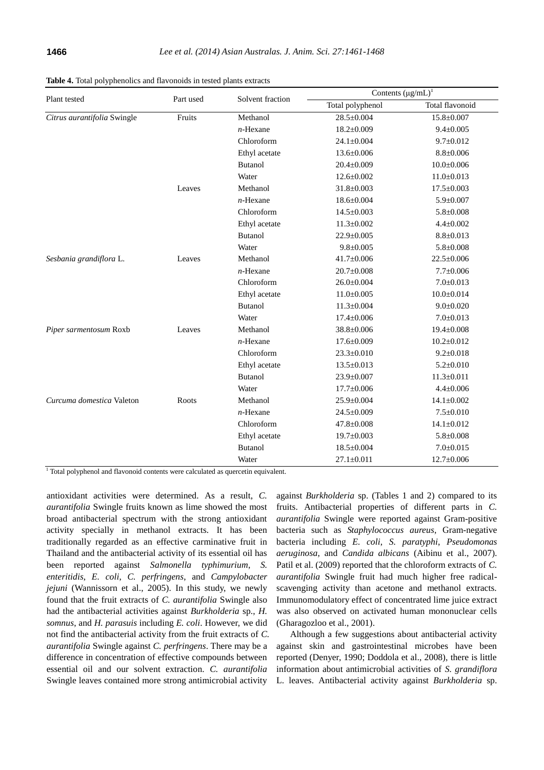**Table 4.** Total polyphenolics and flavonoids in tested plants extracts

| Plant tested | Part used | Solvent fraction | Contents (μg/mL)[1] | |
|---|---|---|---|---|
| | | | Total polyphenol | Total flavonoid |
| *Citrus aurantifolia* Swingle | Fruits | Methanol | 28.5±0.004 | 15.8±0.007 |
| | | *n*-Hexane | 18.2±0.009 | 9.4±0.005 |
| | | Chloroform | 24.1±0.004 | 9.7±0.012 |
| | | Ethyl acetate | 13.6±0.006 | 8.8±0.006 |
| | | Butanol | 20.4±0.009 | 10.0±0.006 |
| | | Water | 12.6±0.002 | 11.0±0.013 |
| | Leaves | Methanol | 31.8±0.003 | 17.5±0.003 |
| | | *n*-Hexane | 18.6±0.004 | 5.9±0.007 |
| | | Chloroform | 14.5±0.003 | 5.8±0.008 |
| | | Ethyl acetate | 11.3±0.002 | 4.4±0.002 |
| | | Butanol | 22.9±0.005 | 8.8±0.013 |
| | | Water | 9.8±0.005 | 5.8±0.008 |
| *Sesbania grandiflora* L. | Leaves | Methanol | 41.7±0.006 | 22.5±0.006 |
| | | *n*-Hexane | 20.7±0.008 | 7.7±0.006 |
| | | Chloroform | 26.0±0.004 | 7.0±0.013 |
| | | Ethyl acetate | 11.0±0.005 | 10.0±0.014 |
| | | Butanol | 11.3±0.004 | 9.0±0.020 |
| | | Water | 17.4±0.006 | 7.0±0.013 |
| *Piper sarmentosum* Roxb | Leaves | Methanol | 38.8±0.006 | 19.4±0.008 |
| | | *n*-Hexane | 17.6±0.009 | 10.2±0.012 |
| | | Chloroform | 23.3±0.010 | 9.2±0.018 |
| | | Ethyl acetate | 13.5±0.013 | 5.2±0.010 |
| | | Butanol | 23.9±0.007 | 11.3±0.011 |
| | | Water | 17.7±0.006 | 4.4±0.006 |
| *Curcuma domestica* Valeton | Roots | Methanol | 25.9±0.004 | 14.1±0.002 |
| | | *n*-Hexane | 24.5±0.009 | 7.5±0.010 |
| | | Chloroform | 47.8±0.008 | 14.1±0.012 |
| | | Ethyl acetate | 19.7±0.003 | 5.8±0.008 |
| | | Butanol | 18.5±0.004 | 7.0±0.015 |
| | | Water | 27.1±0.011 | 12.7±0.006 |

[1] Total polyphenol and flavonoid contents were calculated as quercetin equivalent.

antioxidant activities were determined. As a result, *C. aurantifolia* Swingle fruits known as lime showed the most broad antibacterial spectrum with the strong antioxidant activity specially in methanol extracts. It has been traditionally regarded as an effective carminative fruit in Thailand and the antibacterial activity of its essential oil has been reported against *Salmonella typhimurium*, *S. enteritidis*, *E. coli*, *C. perfringens*, and *Campylobacter jejuni* (Wannissorn et al., 2005). In this study, we newly found that the fruit extracts of *C. aurantifolia* Swingle also had the antibacterial activities against *Burkholderia* sp., *H. somnus*, and *H. parasuis* including *E. coli*. However, we did not find the antibacterial activity from the fruit extracts of *C. aurantifolia* Swingle against *C. perfringens*. There may be a difference in concentration of effective compounds between essential oil and our solvent extraction. *C. aurantifolia* Swingle leaves contained more strong antimicrobial activity against *Burkholderia* sp. (Tables 1 and 2) compared to its fruits. Antibacterial properties of different parts in *C. aurantifolia* Swingle were reported against Gram-positive bacteria such as *Staphylococcus aureus*, Gram-negative bacteria including *E. coli*, *S. paratyphi*, *Pseudomonas aeruginosa*, and *Candida albicans* (Aibinu et al., 2007). Patil et al. (2009) reported that the chloroform extracts of *C. aurantifolia* Swingle fruit had much higher free radical-scavenging activity than acetone and methanol extracts. Immunomodulatory effect of concentrated lime juice extract was also observed on activated human mononuclear cells (Gharagozloo et al., 2001).

Although a few suggestions about antibacterial activity against skin and gastrointestinal microbes have been reported (Denyer, 1990; Doddola et al., 2008), there is little information about antimicrobial activities of *S. grandiflora* L. leaves. Antibacterial activity against *Burkholderia* sp.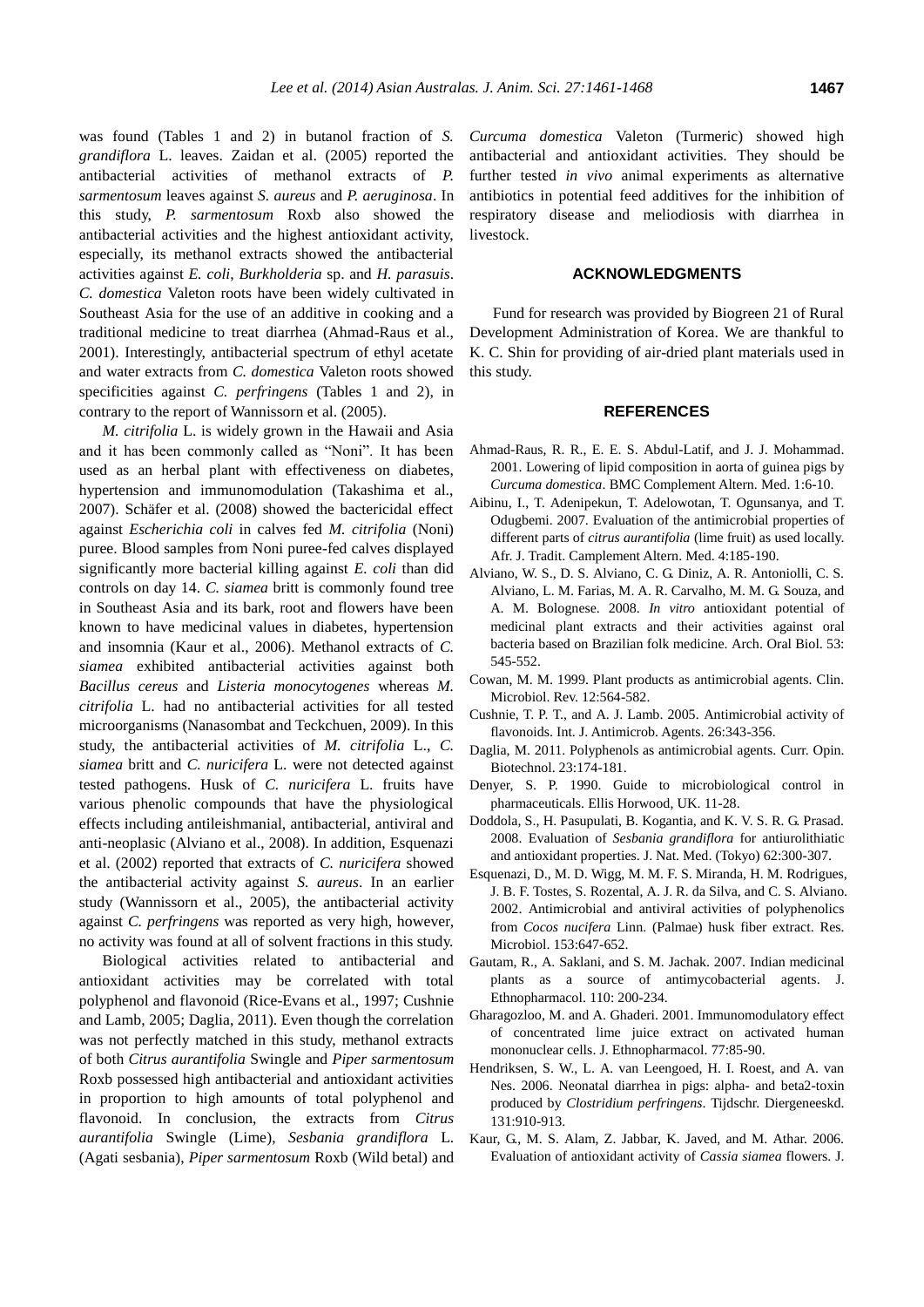was found (Tables 1 and 2) in butanol fraction of *S. grandiflora* L. leaves. Zaidan et al. (2005) reported the antibacterial activities of methanol extracts of *P. sarmentosum* leaves against *S. aureus* and *P. aeruginosa*. In this study, *P. sarmentosum* Roxb also showed the antibacterial activities and the highest antioxidant activity, especially, its methanol extracts showed the antibacterial activities against *E. coli*, *Burkholderia* sp. and *H. parasuis*. *C. domestica* Valeton roots have been widely cultivated in Southeast Asia for the use of an additive in cooking and a traditional medicine to treat diarrhea (Ahmad-Raus et al., 2001). Interestingly, antibacterial spectrum of ethyl acetate and water extracts from *C. domestica* Valeton roots showed specificities against *C. perfringens* (Tables 1 and 2), in contrary to the report of Wannissorn et al. (2005).

*M. citrifolia* L. is widely grown in the Hawaii and Asia and it has been commonly called as "Noni". It has been used as an herbal plant with effectiveness on diabetes, hypertension and immunomodulation (Takashima et al., 2007). Schäfer et al. (2008) showed the bactericidal effect against *Escherichia coli* in calves fed *M. citrifolia* (Noni) puree. Blood samples from Noni puree-fed calves displayed significantly more bacterial killing against *E. coli* than did controls on day 14. *C. siamea* britt is commonly found tree in Southeast Asia and its bark, root and flowers have been known to have medicinal values in diabetes, hypertension and insomnia (Kaur et al., 2006). Methanol extracts of *C. siamea* exhibited antibacterial activities against both *Bacillus cereus* and *Listeria monocytogenes* whereas *M. citrifolia* L. had no antibacterial activities for all tested microorganisms (Nanasombat and Teckchuen, 2009). In this study, the antibacterial activities of *M. citrifolia* L., *C. siamea* britt and *C. nuricifera* L. were not detected against tested pathogens. Husk of *C. nuricifera* L. fruits have various phenolic compounds that have the physiological effects including antileishmanial, antibacterial, antiviral and anti-neoplasic (Alviano et al., 2008). In addition, Esquenazi et al. (2002) reported that extracts of *C. nuricifera* showed the antibacterial activity against *S. aureus*. In an earlier study (Wannissorn et al., 2005), the antibacterial activity against *C. perfringens* was reported as very high, however, no activity was found at all of solvent fractions in this study.

Biological activities related to antibacterial and antioxidant activities may be correlated with total polyphenol and flavonoid (Rice-Evans et al., 1997; Cushnie and Lamb, 2005; Daglia, 2011). Even though the correlation was not perfectly matched in this study, methanol extracts of both *Citrus aurantifolia* Swingle and *Piper sarmentosum* Roxb possessed high antibacterial and antioxidant activities in proportion to high amounts of total polyphenol and flavonoid. In conclusion, the extracts from *Citrus aurantifolia* Swingle (Lime), *Sesbania grandiflora* L. (Agati sesbania), *Piper sarmentosum* Roxb (Wild betal) and *Curcuma domestica* Valeton (Turmeric) showed high antibacterial and antioxidant activities. They should be further tested *in vivo* animal experiments as alternative antibiotics in potential feed additives for the inhibition of respiratory disease and meliodiosis with diarrhea in livestock.

## ACKNOWLEDGMENTS

Fund for research was provided by Biogreen 21 of Rural Development Administration of Korea. We are thankful to K. C. Shin for providing of air-dried plant materials used in this study.

## REFERENCES

Ahmad-Raus, R. R., E. E. S. Abdul-Latif, and J. J. Mohammad. 2001. Lowering of lipid composition in aorta of guinea pigs by *Curcuma domestica*. BMC Complement Altern. Med. 1:6-10.

Aibinu, I., T. Adenipekun, T. Adelowotan, T. Ogunsanya, and T. Odugbemi. 2007. Evaluation of the antimicrobial properties of different parts of *citrus aurantifolia* (lime fruit) as used locally. Afr. J. Tradit. Camplement Altern. Med. 4:185-190.

Alviano, W. S., D. S. Alviano, C. G. Diniz, A. R. Antoniolli, C. S. Alviano, L. M. Farias, M. A. R. Carvalho, M. M. G. Souza, and A. M. Bolognese. 2008. *In vitro* antioxidant potential of medicinal plant extracts and their activities against oral bacteria based on Brazilian folk medicine. Arch. Oral Biol. 53: 545-552.

Cowan, M. M. 1999. Plant products as antimicrobial agents. Clin. Microbiol. Rev. 12:564-582.

Cushnie, T. P. T., and A. J. Lamb. 2005. Antimicrobial activity of flavonoids. Int. J. Antimicrob. Agents. 26:343-356.

Daglia, M. 2011. Polyphenols as antimicrobial agents. Curr. Opin. Biotechnol. 23:174-181.

Denyer, S. P. 1990. Guide to microbiological control in pharmaceuticals. Ellis Horwood, UK. 11-28.

Doddola, S., H. Pasupulati, B. Kogantia, and K. V. S. R. G. Prasad. 2008. Evaluation of *Sesbania grandiflora* for antiurolithiatic and antioxidant properties. J. Nat. Med. (Tokyo) 62:300-307.

Esquenazi, D., M. D. Wigg, M. M. F. S. Miranda, H. M. Rodrigues, J. B. F. Tostes, S. Rozental, A. J. R. da Silva, and C. S. Alviano. 2002. Antimicrobial and antiviral activities of polyphenolics from *Cocos nucifera* Linn. (Palmae) husk fiber extract. Res. Microbiol. 153:647-652.

Gautam, R., A. Saklani, and S. M. Jachak. 2007. Indian medicinal plants as a source of antimycobacterial agents. J. Ethnopharmacol. 110: 200-234.

Gharagozloo, M. and A. Ghaderi. 2001. Immunomodulatory effect of concentrated lime juice extract on activated human mononuclear cells. J. Ethnopharmacol. 77:85-90.

Hendriksen, S. W., L. A. van Leengoed, H. I. Roest, and A. van Nes. 2006. Neonatal diarrhea in pigs: alpha- and beta2-toxin produced by *Clostridium perfringens*. Tijdschr. Diergeneeskd. 131:910-913.

Kaur, G., M. S. Alam, Z. Jabbar, K. Javed, and M. Athar. 2006. Evaluation of antioxidant activity of *Cassia siamea* flowers. J.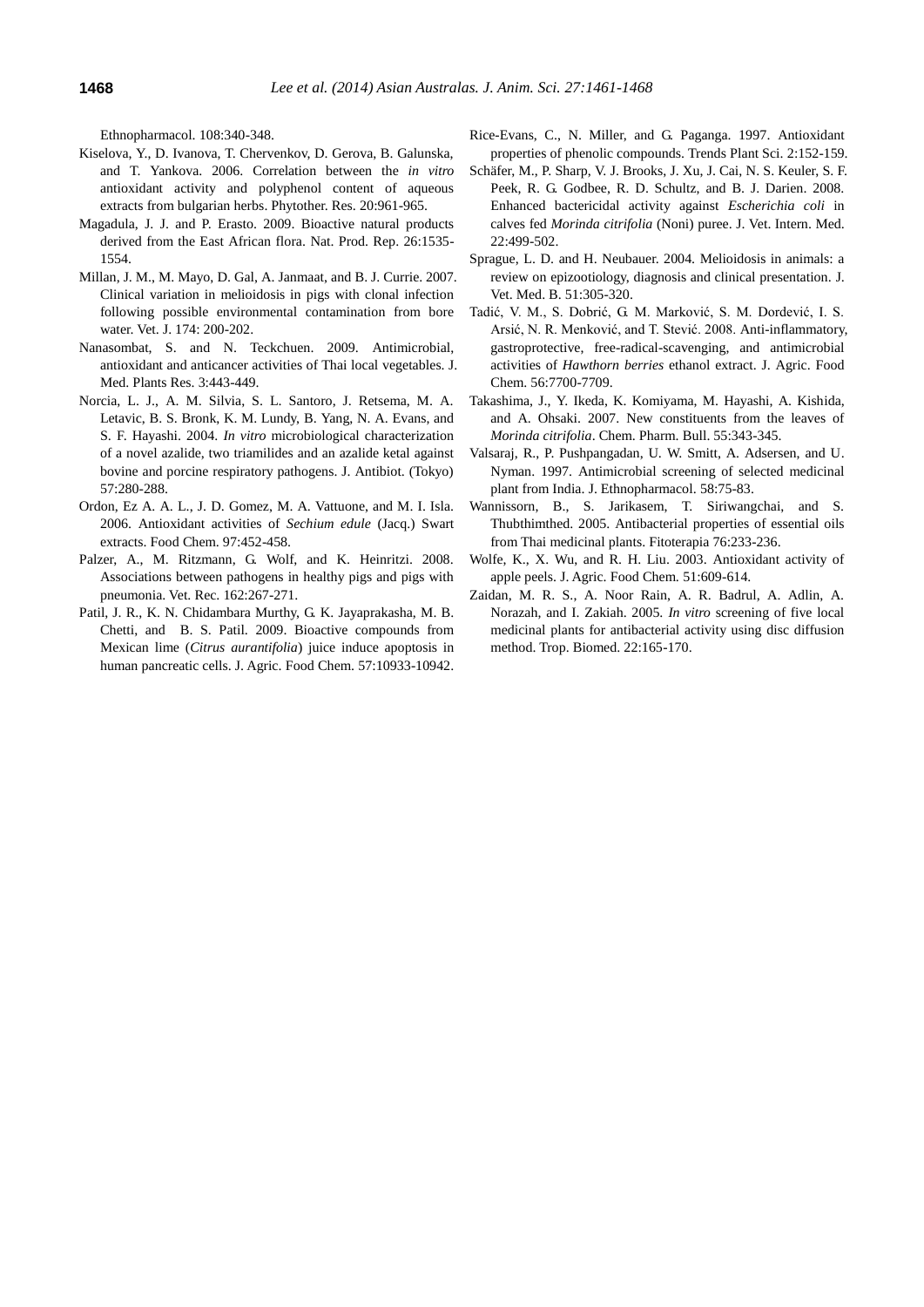Ethnopharmacol. 108:340-348.

Kiselova, Y., D. Ivanova, T. Chervenkov, D. Gerova, B. Galunska, and T. Yankova. 2006. Correlation between the *in vitro* antioxidant activity and polyphenol content of aqueous extracts from bulgarian herbs. Phytother. Res. 20:961-965.

Magadula, J. J. and P. Erasto. 2009. Bioactive natural products derived from the East African flora. Nat. Prod. Rep. 26:1535-1554.

Millan, J. M., M. Mayo, D. Gal, A. Janmaat, and B. J. Currie. 2007. Clinical variation in melioidosis in pigs with clonal infection following possible environmental contamination from bore water. Vet. J. 174: 200-202.

Nanasombat, S. and N. Teckchuen. 2009. Antimicrobial, antioxidant and anticancer activities of Thai local vegetables. J. Med. Plants Res. 3:443-449.

Norcia, L. J., A. M. Silvia, S. L. Santoro, J. Retsema, M. A. Letavic, B. S. Bronk, K. M. Lundy, B. Yang, N. A. Evans, and S. F. Hayashi. 2004. *In vitro* microbiological characterization of a novel azalide, two triamilides and an azalide ketal against bovine and porcine respiratory pathogens. J. Antibiot. (Tokyo) 57:280-288.

Ordon, Ez A. A. L., J. D. Gomez, M. A. Vattuone, and M. I. Isla. 2006. Antioxidant activities of *Sechium edule* (Jacq.) Swart extracts. Food Chem. 97:452-458.

Palzer, A., M. Ritzmann, G. Wolf, and K. Heinritzi. 2008. Associations between pathogens in healthy pigs and pigs with pneumonia. Vet. Rec. 162:267-271.

Patil, J. R., K. N. Chidambara Murthy, G. K. Jayaprakasha, M. B. Chetti, and B. S. Patil. 2009. Bioactive compounds from Mexican lime (*Citrus aurantifolia*) juice induce apoptosis in human pancreatic cells. J. Agric. Food Chem. 57:10933-10942.

Rice-Evans, C., N. Miller, and G. Paganga. 1997. Antioxidant properties of phenolic compounds. Trends Plant Sci. 2:152-159.

Schäfer, M., P. Sharp, V. J. Brooks, J. Xu, J. Cai, N. S. Keuler, S. F. Peek, R. G. Godbee, R. D. Schultz, and B. J. Darien. 2008. Enhanced bactericidal activity against *Escherichia coli* in calves fed *Morinda citrifolia* (Noni) puree. J. Vet. Intern. Med. 22:499-502.

Sprague, L. D. and H. Neubauer. 2004. Melioidosis in animals: a review on epizootiology, diagnosis and clinical presentation. J. Vet. Med. B. 51:305-320.

Tadić, V. M., S. Dobrić, G. M. Marković, S. M. Dordević, I. S. Arsić, N. R. Menković, and T. Stević. 2008. Anti-inflammatory, gastroprotective, free-radical-scavenging, and antimicrobial activities of *Hawthorn berries* ethanol extract. J. Agric. Food Chem. 56:7700-7709.

Takashima, J., Y. Ikeda, K. Komiyama, M. Hayashi, A. Kishida, and A. Ohsaki. 2007. New constituents from the leaves of *Morinda citrifolia*. Chem. Pharm. Bull. 55:343-345.

Valsaraj, R., P. Pushpangadan, U. W. Smitt, A. Adsersen, and U. Nyman. 1997. Antimicrobial screening of selected medicinal plant from India. J. Ethnopharmacol. 58:75-83.

Wannissorn, B., S. Jarikasem, T. Siriwangchai, and S. Thubthimthed. 2005. Antibacterial properties of essential oils from Thai medicinal plants. Fitoterapia 76:233-236.

Wolfe, K., X. Wu, and R. H. Liu. 2003. Antioxidant activity of apple peels. J. Agric. Food Chem. 51:609-614.

Zaidan, M. R. S., A. Noor Rain, A. R. Badrul, A. Adlin, A. Norazah, and I. Zakiah. 2005. *In vitro* screening of five local medicinal plants for antibacterial activity using disc diffusion method. Trop. Biomed. 22:165-170.